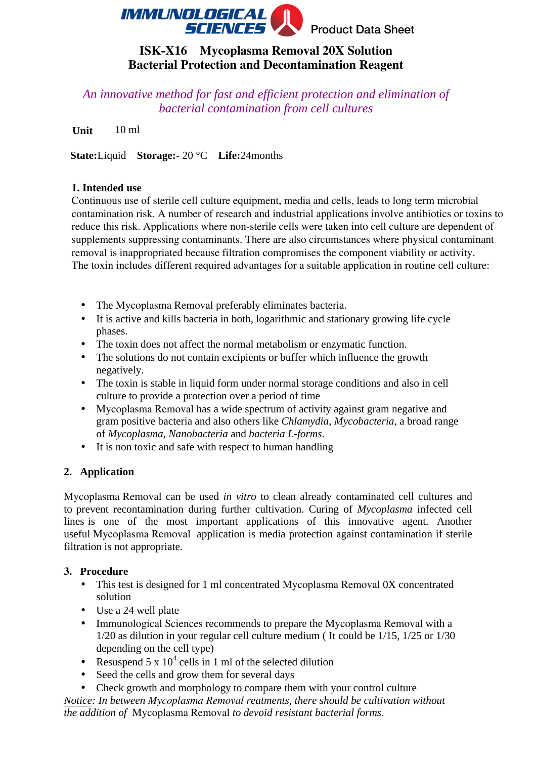IMMUNOLOGICAL SCIENCES Product Data Sheet

# ISK-X16 Mycoplasma Removal 20X Solution
# Bacterial Protection and Decontamination Reagent

*An innovative method for fast and efficient protection and elimination of bacterial contamination from cell cultures*

**Unit** 10 ml

**State:**Liquid **Storage:**- 20 °C **Life:**24months

## 1. Intended use

Continuous use of sterile cell culture equipment, media and cells, leads to long term microbial contamination risk. A number of research and industrial applications involve antibiotics or toxins to reduce this risk. Applications where non-sterile cells were taken into cell culture are dependent of supplements suppressing contaminants. There are also circumstances where physical contaminant removal is inappropriated because filtration compromises the component viability or activity.
The toxin includes different required advantages for a suitable application in routine cell culture:

- The Mycoplasma Removal preferably eliminates bacteria.
- It is active and kills bacteria in both, logarithmic and stationary growing life cycle phases.
- The toxin does not affect the normal metabolism or enzymatic function.
- The solutions do not contain excipients or buffer which influence the growth negatively.
- The toxin is stable in liquid form under normal storage conditions and also in cell culture to provide a protection over a period of time
- Mycoplasma Removal has a wide spectrum of activity against gram negative and gram positive bacteria and also others like *Chlamydia*, *Mycobacteria*, a broad range of *Mycoplasma*, *Nanobacteria* and *bacteria L-forms*.
- It is non toxic and safe with respect to human handling

## 2. Application

Mycoplasma Removal can be used *in vitro* to clean already contaminated cell cultures and to prevent recontamination during further cultivation. Curing of *Mycoplasma* infected cell lines is one of the most important applications of this innovative agent. Another useful Mycoplasma Removal application is media protection against contamination if sterile filtration is not appropriate.

## 3. Procedure

- This test is designed for 1 ml concentrated Mycoplasma Removal 0X concentrated solution
- Use a 24 well plate
- Immunological Sciences recommends to prepare the Mycoplasma Removal with a 1/20 as dilution in your regular cell culture medium ( It could be 1/15, 1/25 or 1/30 depending on the cell type)
- Resuspend 5 x $10^4$ cells in 1 ml of the selected dilution
- Seed the cells and grow them for several days
- Check growth and morphology to compare them with your control culture

*Notice: In between Mycoplasma Removal reatments, there should be cultivation without the addition of* Mycoplasma Removal *to devoid resistant bacterial forms.*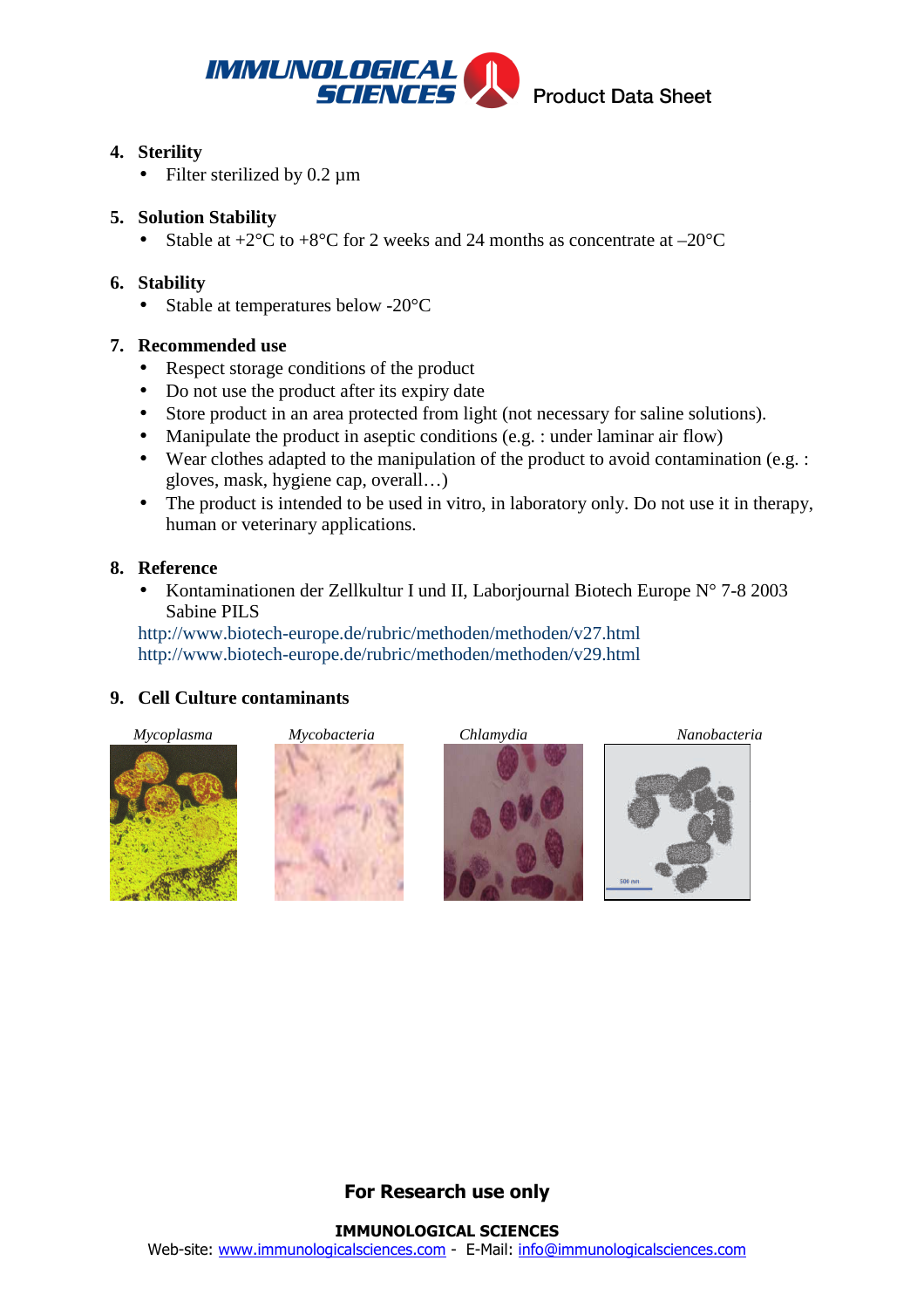4. **Sterility**
   - Filter sterilized by 0.2 µm

5. **Solution Stability**
   - Stable at +2°C to +8°C for 2 weeks and 24 months as concentrate at –20°C

6. **Stability**
   - Stable at temperatures below -20°C

7. **Recommended use**
   - Respect storage conditions of the product
   - Do not use the product after its expiry date
   - Store product in an area protected from light (not necessary for saline solutions).
   - Manipulate the product in aseptic conditions (e.g. : under laminar air flow)
   - Wear clothes adapted to the manipulation of the product to avoid contamination (e.g. : gloves, mask, hygiene cap, overall…)
   - The product is intended to be used in vitro, in laboratory only. Do not use it in therapy, human or veterinary applications.

8. **Reference**
   - Kontaminationen der Zellkultur I und II, Laborjournal Biotech Europe N° 7-8 2003 Sabine PILS

   http://www.biotech-europe.de/rubric/methoden/methoden/v27.html
   http://www.biotech-europe.de/rubric/methoden/methoden/v29.html

9. **Cell Culture contaminants**

*Mycoplasma* *Mycobacteria* *Chlamydia* *Nanobacteria*

500 nm

**For Research use only**

**IMMUNOLOGICAL SCIENCES**
Web-site: www.immunologicalsciences.com - E-Mail: info@immunologicalsciences.com